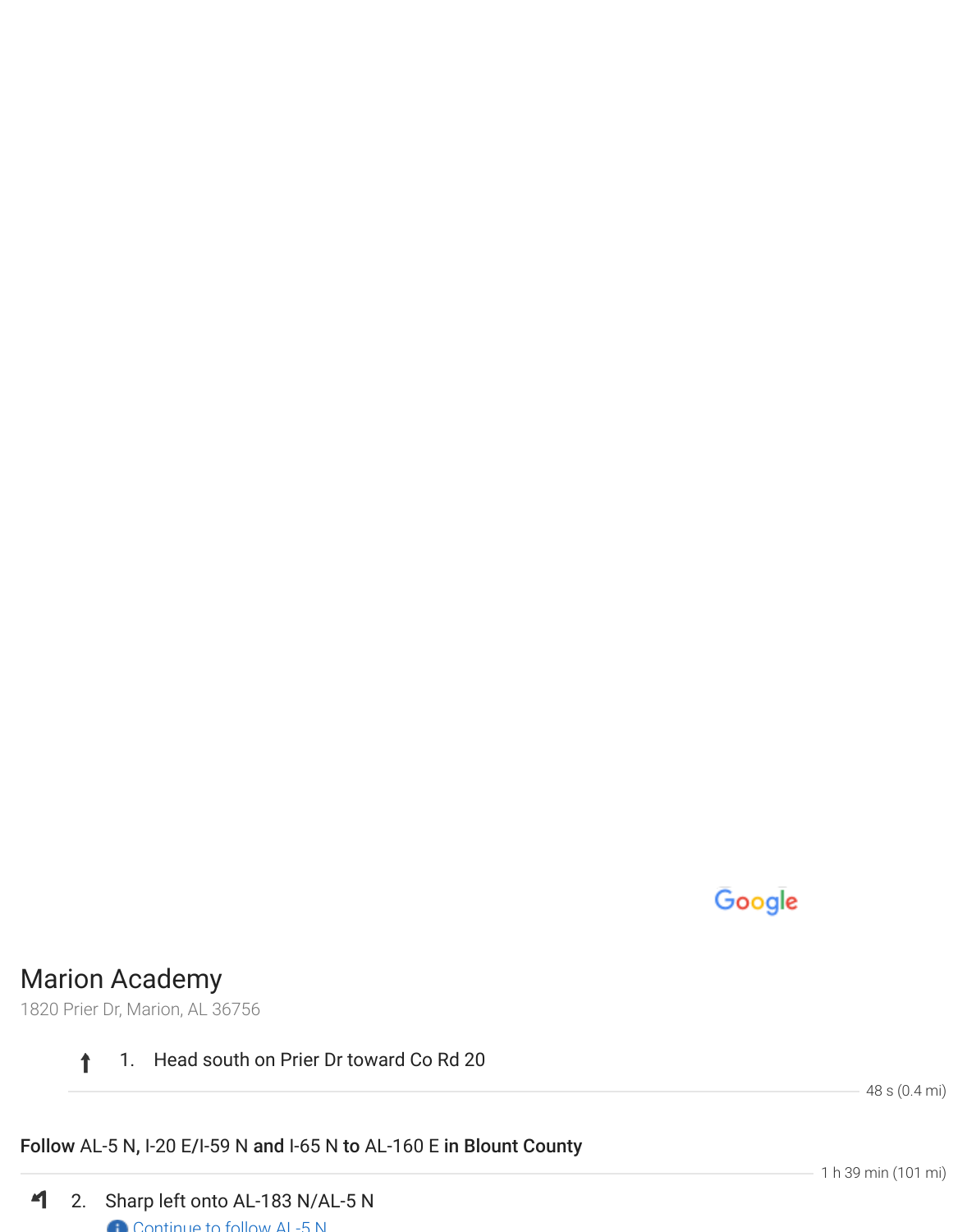# Marion Academy

1820 Prier Dr, Marion, AL 36756

1. Head south on Prier Dr toward Co Rd 20

48 s (0.4 mi)

**Follow** AL-5 N**,** I-20 E/I-59 N **and** I-65 N **to** AL-160 E **in Blount County**

1 h 39 min (101 mi)

2. Sharp left onto AL-183 N/AL-5 N

Continue to follow AL-5 N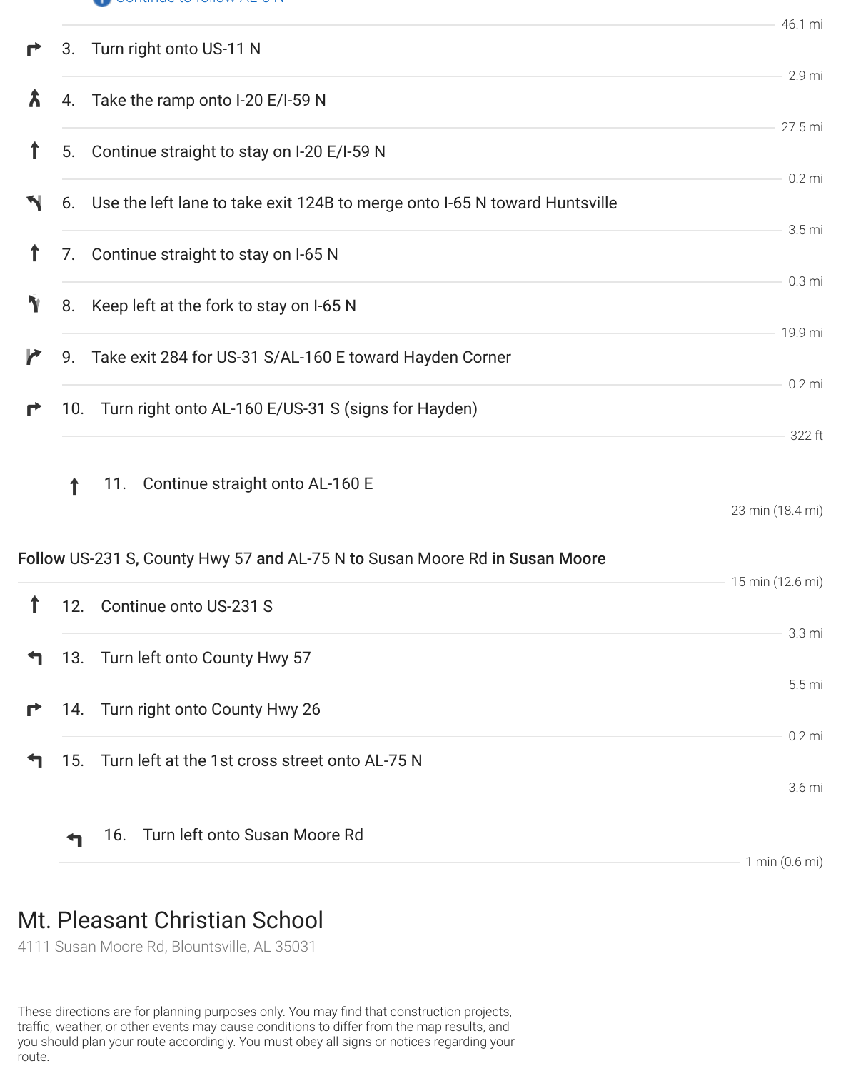46.1 mi

3. Turn right onto US-11 N

2.9 mi

4. Take the ramp onto I-20 E/I-59 N

27.5 mi

5. Continue straight to stay on I-20 E/I-59 N

0.2 mi

6. Use the left lane to take exit 124B to merge onto I-65 N toward Huntsville

3.5 mi

7. Continue straight to stay on I-65 N

0.3 mi

8. Keep left at the fork to stay on I-65 N

19.9 mi

9. Take exit 284 for US-31 S/AL-160 E toward Hayden Corner

0.2 mi

10. Turn right onto AL-160 E/US-31 S (signs for Hayden)

322 ft

11. Continue straight onto AL-160 E

23 min (18.4 mi)

**Follow** US-231 S, County Hwy 57 **and** AL-75 N **to** Susan Moore Rd **in Susan Moore**

15 min (12.6 mi)

12. Continue onto US-231 S

3.3 mi

13. Turn left onto County Hwy 57

5.5 mi

14. Turn right onto County Hwy 26

0.2 mi

15. Turn left at the 1st cross street onto AL-75 N

3.6 mi

16. Turn left onto Susan Moore Rd

1 min (0.6 mi)

# Mt. Pleasant Christian School

4111 Susan Moore Rd, Blountsville, AL 35031

These directions are for planning purposes only. You may find that construction projects, traffic, weather, or other events may cause conditions to differ from the map results, and you should plan your route accordingly. You must obey all signs or notices regarding your route.